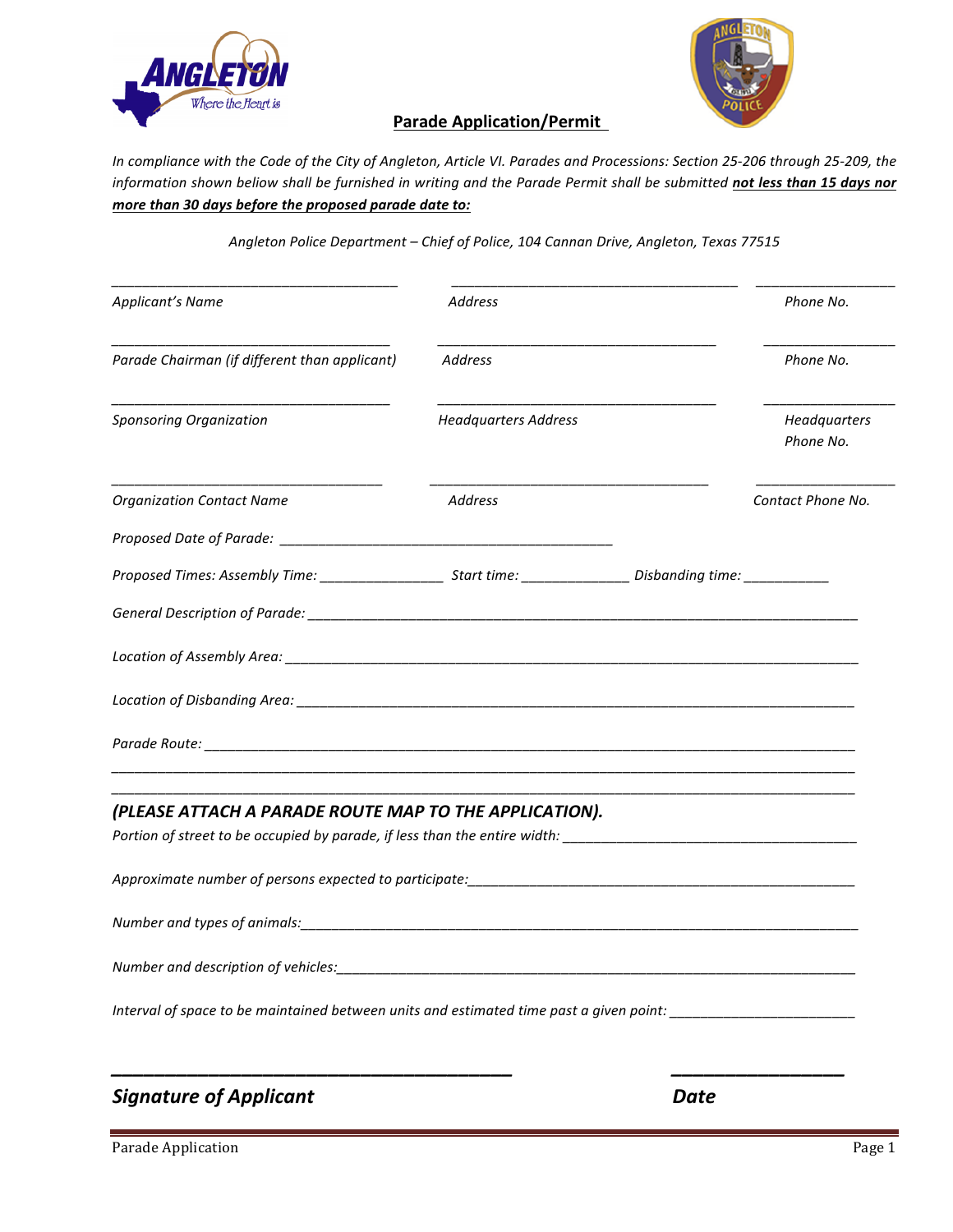## Parade Application/Permit

*In compliance with the Code of the City of Angleton, Article VI. Parades and Processions: Section 25-206 through 25-209, the information shown below shall be furnished in writing and the Parade Permit shall be submitted* ***not less than 15 days nor more than 30 days before the proposed parade date to:***

*Angleton Police Department – Chief of Police, 104 Cannan Drive, Angleton, Texas 77515*

| ____________________ | ____________________ | ____________ |
|---|---|---|
| *Applicant's Name* | *Address* | *Phone No.* |
| *Parade Chairman (if different than applicant)* | *Address* | *Phone No.* |
| *Sponsoring Organization* | *Headquarters Address* | *Headquarters Phone No.* |
| *Organization Contact Name* | *Address* | *Contact Phone No.* |

*Proposed Date of Parade:* ______________________________

*Proposed Times: Assembly Time:* ____________ *Start time:* ____________ *Disbanding time:* __________

*General Description of Parade:* ______________________________

*Location of Assembly Area:* ______________________________

*Location of Disbanding Area:* ______________________________

*Parade Route:* ______________________________

______________________________

______________________________

***(PLEASE ATTACH A PARADE ROUTE MAP TO THE APPLICATION).***

*Portion of street to be occupied by parade, if less than the entire width:* ______________________________

*Approximate number of persons expected to participate:* ______________________________

*Number and types of animals:* ______________________________

*Number and description of vehicles:* ______________________________

*Interval of space to be maintained between units and estimated time past a given point:* ____________________

______________________________ ______________

***Signature of Applicant*** ***Date***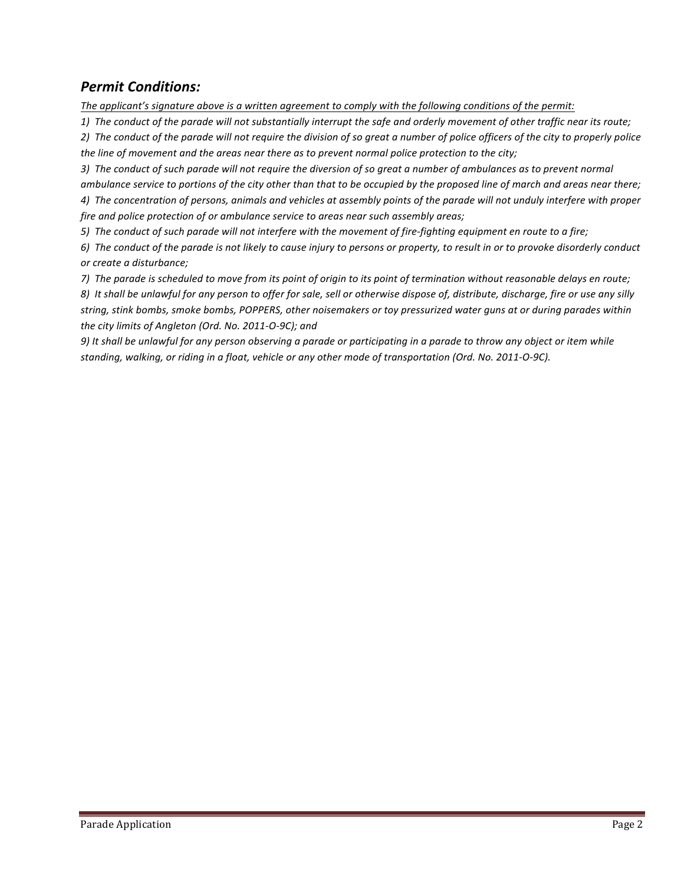## *Permit Conditions:*

*The applicant's signature above is a written agreement to comply with the following conditions of the permit:*

*1) The conduct of the parade will not substantially interrupt the safe and orderly movement of other traffic near its route;*

*2) The conduct of the parade will not require the division of so great a number of police officers of the city to properly police the line of movement and the areas near there as to prevent normal police protection to the city;*

*3) The conduct of such parade will not require the diversion of so great a number of ambulances as to prevent normal ambulance service to portions of the city other than that to be occupied by the proposed line of march and areas near there;*

*4) The concentration of persons, animals and vehicles at assembly points of the parade will not unduly interfere with proper fire and police protection of or ambulance service to areas near such assembly areas;*

*5) The conduct of such parade will not interfere with the movement of fire-fighting equipment en route to a fire;*

*6) The conduct of the parade is not likely to cause injury to persons or property, to result in or to provoke disorderly conduct or create a disturbance;*

*7) The parade is scheduled to move from its point of origin to its point of termination without reasonable delays en route;*

*8) It shall be unlawful for any person to offer for sale, sell or otherwise dispose of, distribute, discharge, fire or use any silly string, stink bombs, smoke bombs, POPPERS, other noisemakers or toy pressurized water guns at or during parades within the city limits of Angleton (Ord. No. 2011-O-9C); and*

*9) It shall be unlawful for any person observing a parade or participating in a parade to throw any object or item while standing, walking, or riding in a float, vehicle or any other mode of transportation (Ord. No. 2011-O-9C).*